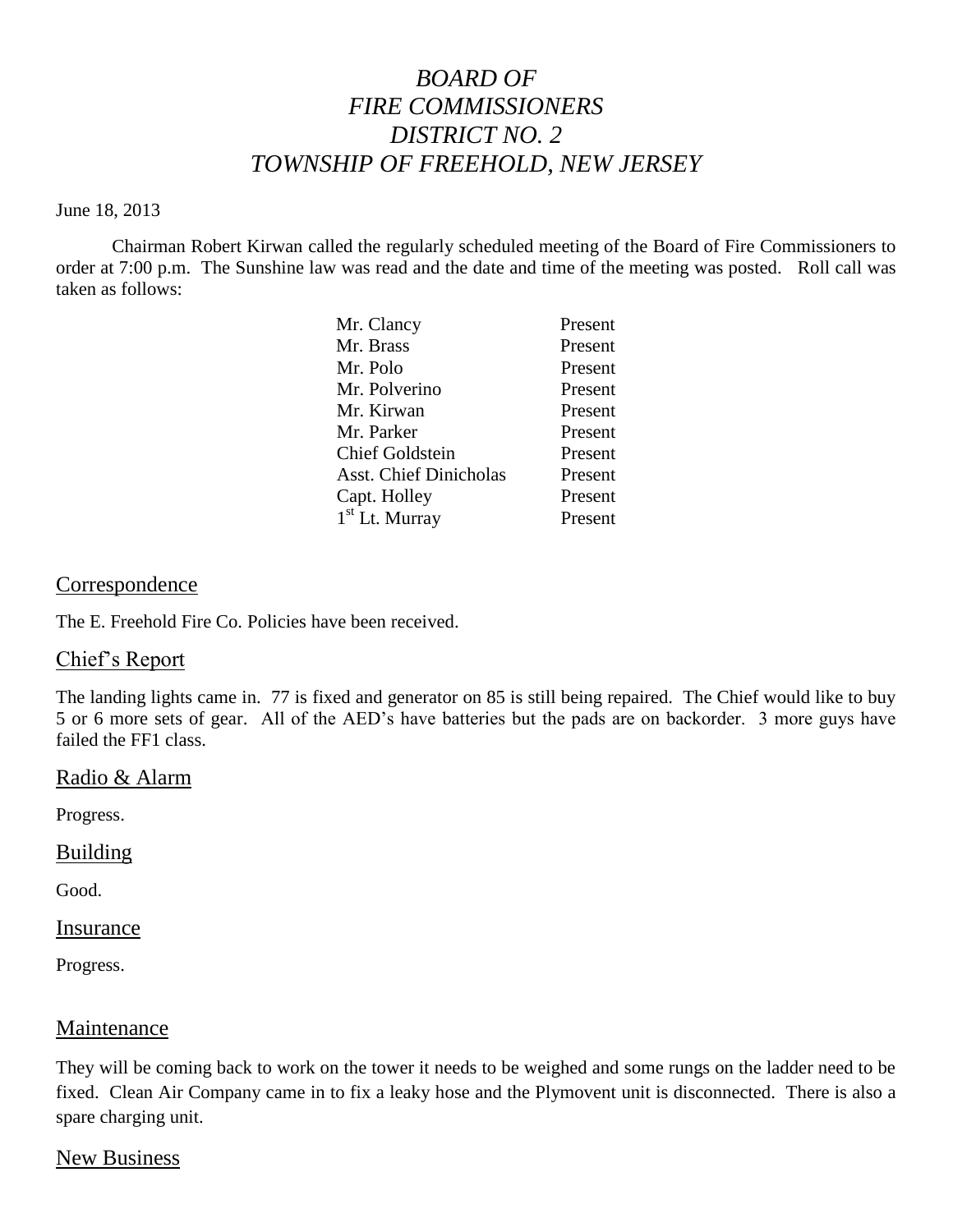# *BOARD OF FIRE COMMISSIONERS DISTRICT NO. 2 TOWNSHIP OF FREEHOLD, NEW JERSEY*

June 18, 2013

Chairman Robert Kirwan called the regularly scheduled meeting of the Board of Fire Commissioners to order at 7:00 p.m. The Sunshine law was read and the date and time of the meeting was posted. Roll call was taken as follows:

| | |
|---|---|
| Mr. Clancy | Present |
| Mr. Brass | Present |
| Mr. Polo | Present |
| Mr. Polverino | Present |
| Mr. Kirwan | Present |
| Mr. Parker | Present |
| Chief Goldstein | Present |
| Asst. Chief Dinicholas | Present |
| Capt. Holley | Present |
| 1st Lt. Murray | Present |

## Correspondence

The E. Freehold Fire Co. Policies have been received.

## Chief's Report

The landing lights came in. 77 is fixed and generator on 85 is still being repaired. The Chief would like to buy 5 or 6 more sets of gear. All of the AED's have batteries but the pads are on backorder. 3 more guys have failed the FF1 class.

## Radio & Alarm

Progress.

## Building

Good.

## Insurance

Progress.

## Maintenance

They will be coming back to work on the tower it needs to be weighed and some rungs on the ladder need to be fixed. Clean Air Company came in to fix a leaky hose and the Plymovent unit is disconnected. There is also a spare charging unit.

## New Business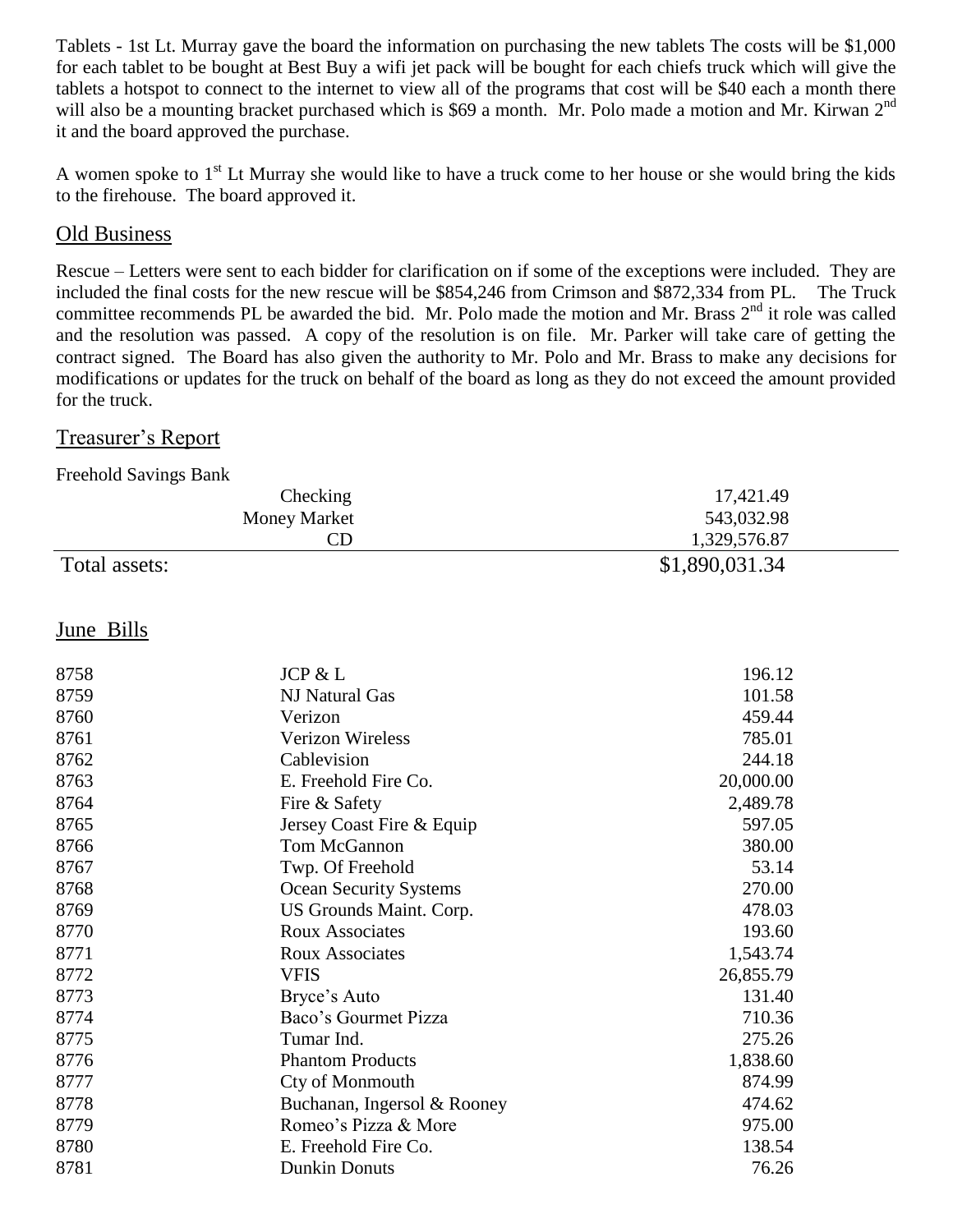Tablets - 1st Lt. Murray gave the board the information on purchasing the new tablets The costs will be $1,000 for each tablet to be bought at Best Buy a wifi jet pack will be bought for each chiefs truck which will give the tablets a hotspot to connect to the internet to view all of the programs that cost will be $40 each a month there will also be a mounting bracket purchased which is $69 a month. Mr. Polo made a motion and Mr. Kirwan 2nd it and the board approved the purchase.

A women spoke to 1st Lt Murray she would like to have a truck come to her house or she would bring the kids to the firehouse. The board approved it.

## Old Business

Rescue – Letters were sent to each bidder for clarification on if some of the exceptions were included. They are included the final costs for the new rescue will be $854,246 from Crimson and $872,334 from PL. The Truck committee recommends PL be awarded the bid. Mr. Polo made the motion and Mr. Brass 2nd it role was called and the resolution was passed. A copy of the resolution is on file. Mr. Parker will take care of getting the contract signed. The Board has also given the authority to Mr. Polo and Mr. Brass to make any decisions for modifications or updates for the truck on behalf of the board as long as they do not exceed the amount provided for the truck.

## Treasurer's Report

Freehold Savings Bank

| | | |
|---|---|---|
| | Checking | 17,421.49 |
| | Money Market | 543,032.98 |
| | CD | 1,329,576.87 |
| Total assets: | | $1,890,031.34 |

## June Bills

| | | |
|---|---|---|
| 8758 | JCP & L | 196.12 |
| 8759 | NJ Natural Gas | 101.58 |
| 8760 | Verizon | 459.44 |
| 8761 | Verizon Wireless | 785.01 |
| 8762 | Cablevision | 244.18 |
| 8763 | E. Freehold Fire Co. | 20,000.00 |
| 8764 | Fire & Safety | 2,489.78 |
| 8765 | Jersey Coast Fire & Equip | 597.05 |
| 8766 | Tom McGannon | 380.00 |
| 8767 | Twp. Of Freehold | 53.14 |
| 8768 | Ocean Security Systems | 270.00 |
| 8769 | US Grounds Maint. Corp. | 478.03 |
| 8770 | Roux Associates | 193.60 |
| 8771 | Roux Associates | 1,543.74 |
| 8772 | VFIS | 26,855.79 |
| 8773 | Bryce's Auto | 131.40 |
| 8774 | Baco's Gourmet Pizza | 710.36 |
| 8775 | Tumar Ind. | 275.26 |
| 8776 | Phantom Products | 1,838.60 |
| 8777 | Cty of Monmouth | 874.99 |
| 8778 | Buchanan, Ingersol & Rooney | 474.62 |
| 8779 | Romeo's Pizza & More | 975.00 |
| 8780 | E. Freehold Fire Co. | 138.54 |
| 8781 | Dunkin Donuts | 76.26 |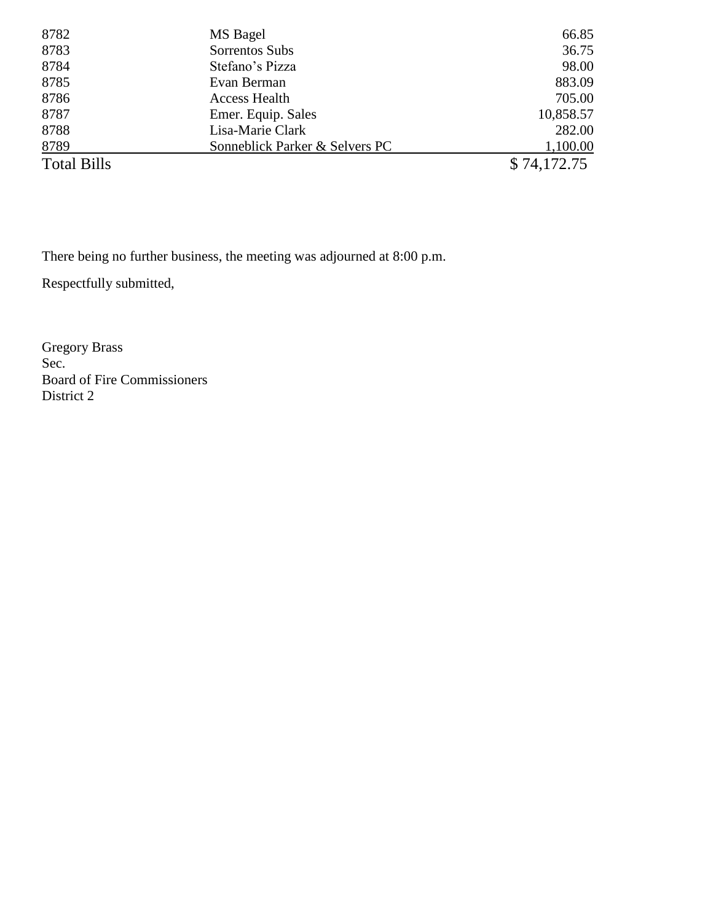| | | |
|---|---|---|
| 8782 | MS Bagel | 66.85 |
| 8783 | Sorrentos Subs | 36.75 |
| 8784 | Stefano's Pizza | 98.00 |
| 8785 | Evan Berman | 883.09 |
| 8786 | Access Health | 705.00 |
| 8787 | Emer. Equip. Sales | 10,858.57 |
| 8788 | Lisa-Marie Clark | 282.00 |
| 8789 | Sonneblick Parker & Selvers PC | 1,100.00 |
| Total Bills | | $ 74,172.75 |

There being no further business, the meeting was adjourned at 8:00 p.m.

Respectfully submitted,

Gregory Brass
Sec.
Board of Fire Commissioners
District 2